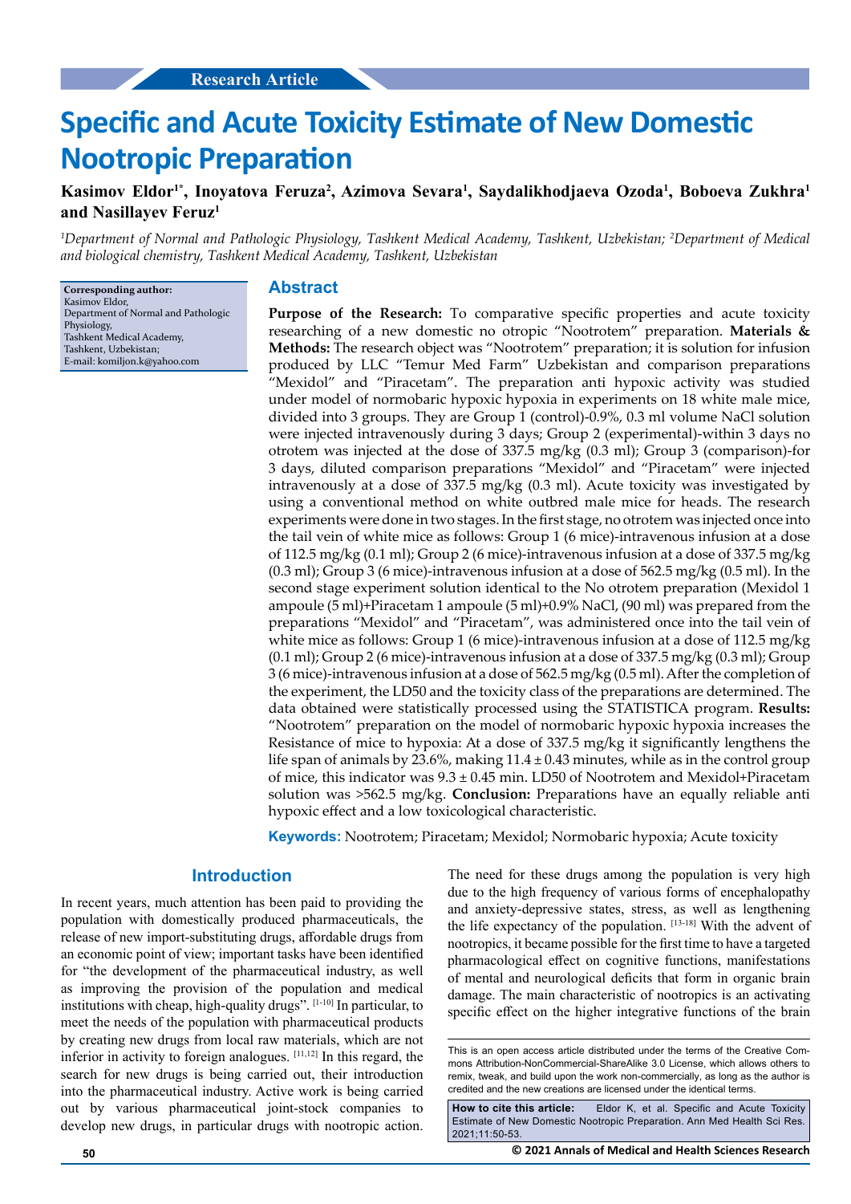Research Article

# Specific and Acute Toxicity Estimate of New Domestic Nootropic Preparation

**Kasimov Eldor[1*], Inoyatova Feruza[2], Azimova Sevara[1], Saydalikhodjaeva Ozoda[1], Boboeva Zukhra[1] and Nasillayev Feruz[1]**

*[1]Department of Normal and Pathologic Physiology, Tashkent Medical Academy, Tashkent, Uzbekistan; [2]Department of Medical and biological chemistry, Tashkent Medical Academy, Tashkent, Uzbekistan*

**Corresponding author:**
Kasimov Eldor,
Department of Normal and Pathologic Physiology,
Tashkent Medical Academy,
Tashkent, Uzbekistan;
E-mail: komiljon.k@yahoo.com

## Abstract

**Purpose of the Research:** To comparative specific properties and acute toxicity researching of a new domestic no otropic "Nootrotem" preparation. **Materials & Methods:** The research object was "Nootrotem" preparation; it is solution for infusion produced by LLC "Temur Med Farm" Uzbekistan and comparison preparations "Mexidol" and "Piracetam". The preparation anti hypoxic activity was studied under model of normobaric hypoxic hypoxia in experiments on 18 white male mice, divided into 3 groups. They are Group 1 (control)-0.9%, 0.3 ml volume NaCl solution were injected intravenously during 3 days; Group 2 (experimental)-within 3 days no otrotem was injected at the dose of 337.5 mg/kg (0.3 ml); Group 3 (comparison)-for 3 days, diluted comparison preparations "Mexidol" and "Piracetam" were injected intravenously at a dose of 337.5 mg/kg (0.3 ml). Acute toxicity was investigated by using a conventional method on white outbred male mice for heads. The research experiments were done in two stages. In the first stage, no otrotem was injected once into the tail vein of white mice as follows: Group 1 (6 mice)-intravenous infusion at a dose of 112.5 mg/kg (0.1 ml); Group 2 (6 mice)-intravenous infusion at a dose of 337.5 mg/kg (0.3 ml); Group 3 (6 mice)-intravenous infusion at a dose of 562.5 mg/kg (0.5 ml). In the second stage experiment solution identical to the No otrotem preparation (Mexidol 1 ampoule (5 ml)+Piracetam 1 ampoule (5 ml)+0.9% NaCl, (90 ml) was prepared from the preparations "Mexidol" and "Piracetam", was administered once into the tail vein of white mice as follows: Group 1 (6 mice)-intravenous infusion at a dose of 112.5 mg/kg (0.1 ml); Group 2 (6 mice)-intravenous infusion at a dose of 337.5 mg/kg (0.3 ml); Group 3 (6 mice)-intravenous infusion at a dose of 562.5 mg/kg (0.5 ml). After the completion of the experiment, the LD50 and the toxicity class of the preparations are determined. The data obtained were statistically processed using the STATISTICA program. **Results:** "Nootrotem" preparation on the model of normobaric hypoxic hypoxia increases the Resistance of mice to hypoxia: At a dose of 337.5 mg/kg it significantly lengthens the life span of animals by 23.6%, making $11.4 \pm 0.43$ minutes, while as in the control group of mice, this indicator was $9.3 \pm 0.45$ min. LD50 of Nootrotem and Mexidol+Piracetam solution was >562.5 mg/kg. **Conclusion:** Preparations have an equally reliable anti hypoxic effect and a low toxicological characteristic.

**Keywords:** Nootrotem; Piracetam; Mexidol; Normobaric hypoxia; Acute toxicity

## Introduction

In recent years, much attention has been paid to providing the population with domestically produced pharmaceuticals, the release of new import-substituting drugs, affordable drugs from an economic point of view; important tasks have been identified for "the development of the pharmaceutical industry, as well as improving the provision of the population and medical institutions with cheap, high-quality drugs". [1-10] In particular, to meet the needs of the population with pharmaceutical products by creating new drugs from local raw materials, which are not inferior in activity to foreign analogues. [11,12] In this regard, the search for new drugs is being carried out, their introduction into the pharmaceutical industry. Active work is being carried out by various pharmaceutical joint-stock companies to develop new drugs, in particular drugs with nootropic action. The need for these drugs among the population is very high due to the high frequency of various forms of encephalopathy and anxiety-depressive states, stress, as well as lengthening the life expectancy of the population. [13-18] With the advent of nootropics, it became possible for the first time to have a targeted pharmacological effect on cognitive functions, manifestations of mental and neurological deficits that form in organic brain damage. The main characteristic of nootropics is an activating specific effect on the higher integrative functions of the brain

This is an open access article distributed under the terms of the Creative Commons Attribution-NonCommercial-ShareAlike 3.0 License, which allows others to remix, tweak, and build upon the work non-commercially, as long as the author is credited and the new creations are licensed under the identical terms.

**How to cite this article:** Eldor K, et al. Specific and Acute Toxicity Estimate of New Domestic Nootropic Preparation. Ann Med Health Sci Res. 2021;11:50-53.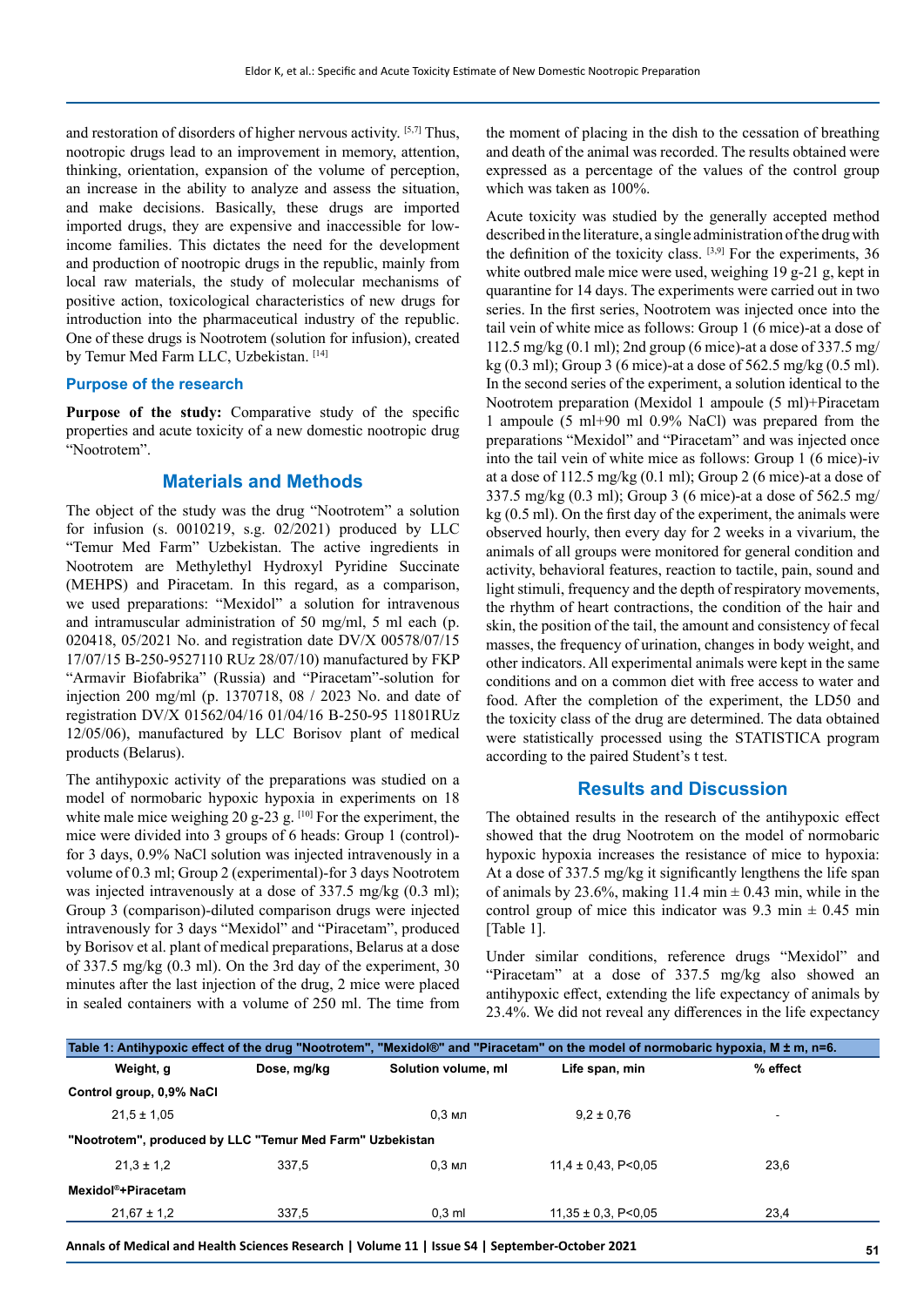and restoration of disorders of higher nervous activity. [5,7] Thus, nootropic drugs lead to an improvement in memory, attention, thinking, orientation, expansion of the volume of perception, an increase in the ability to analyze and assess the situation, and make decisions. Basically, these drugs are imported imported drugs, they are expensive and inaccessible for low-income families. This dictates the need for the development and production of nootropic drugs in the republic, mainly from local raw materials, the study of molecular mechanisms of positive action, toxicological characteristics of new drugs for introduction into the pharmaceutical industry of the republic. One of these drugs is Nootrotem (solution for infusion), created by Temur Med Farm LLC, Uzbekistan. [14]

### Purpose of the research

**Purpose of the study:** Comparative study of the specific properties and acute toxicity of a new domestic nootropic drug "Nootrotem".

## Materials and Methods

The object of the study was the drug "Nootrotem" a solution for infusion (s. 0010219, s.g. 02/2021) produced by LLC "Temur Med Farm" Uzbekistan. The active ingredients in Nootrotem are Methylethyl Hydroxyl Pyridine Succinate (MEHPS) and Piracetam. In this regard, as a comparison, we used preparations: "Mexidol" a solution for intravenous and intramuscular administration of 50 mg/ml, 5 ml each (p. 020418, 05/2021 No. and registration date DV/X 00578/07/15 17/07/15 B-250-9527110 RUz 28/07/10) manufactured by FKP "Armavir Biofabrika" (Russia) and "Piracetam"-solution for injection 200 mg/ml (p. 1370718, 08 / 2023 No. and date of registration DV/X 01562/04/16 01/04/16 B-250-95 11801RUz 12/05/06), manufactured by LLC Borisov plant of medical products (Belarus).

The antihypoxic activity of the preparations was studied on a model of normobaric hypoxic hypoxia in experiments on 18 white male mice weighing 20 g-23 g. [10] For the experiment, the mice were divided into 3 groups of 6 heads: Group 1 (control)-for 3 days, 0.9% NaCl solution was injected intravenously in a volume of 0.3 ml; Group 2 (experimental)-for 3 days Nootrotem was injected intravenously at a dose of 337.5 mg/kg (0.3 ml); Group 3 (comparison)-diluted comparison drugs were injected intravenously for 3 days "Mexidol" and "Piracetam", produced by Borisov et al. plant of medical preparations, Belarus at a dose of 337.5 mg/kg (0.3 ml). On the 3rd day of the experiment, 30 minutes after the last injection of the drug, 2 mice were placed in sealed containers with a volume of 250 ml. The time from the moment of placing in the dish to the cessation of breathing and death of the animal was recorded. The results obtained were expressed as a percentage of the values of the control group which was taken as 100%.

Acute toxicity was studied by the generally accepted method described in the literature, a single administration of the drug with the definition of the toxicity class. [3,9] For the experiments, 36 white outbred male mice were used, weighing 19 g-21 g, kept in quarantine for 14 days. The experiments were carried out in two series. In the first series, Nootrotem was injected once into the tail vein of white mice as follows: Group 1 (6 mice)-at a dose of 112.5 mg/kg (0.1 ml); 2nd group (6 mice)-at a dose of 337.5 mg/kg (0.3 ml); Group 3 (6 mice)-at a dose of 562.5 mg/kg (0.5 ml). In the second series of the experiment, a solution identical to the Nootrotem preparation (Mexidol 1 ampoule (5 ml)+Piracetam 1 ampoule (5 ml+90 ml 0.9% NaCl) was prepared from the preparations "Mexidol" and "Piracetam" and was injected once into the tail vein of white mice as follows: Group 1 (6 mice)-iv at a dose of 112.5 mg/kg (0.1 ml); Group 2 (6 mice)-at a dose of 337.5 mg/kg (0.3 ml); Group 3 (6 mice)-at a dose of 562.5 mg/kg (0.5 ml). On the first day of the experiment, the animals were observed hourly, then every day for 2 weeks in a vivarium, the animals of all groups were monitored for general condition and activity, behavioral features, reaction to tactile, pain, sound and light stimuli, frequency and the depth of respiratory movements, the rhythm of heart contractions, the condition of the hair and skin, the position of the tail, the amount and consistency of fecal masses, the frequency of urination, changes in body weight, and other indicators. All experimental animals were kept in the same conditions and on a common diet with free access to water and food. After the completion of the experiment, the LD50 and the toxicity class of the drug are determined. The data obtained were statistically processed using the STATISTICA program according to the paired Student's t test.

## Results and Discussion

The obtained results in the research of the antihypoxic effect showed that the drug Nootrotem on the model of normobaric hypoxic hypoxia increases the resistance of mice to hypoxia: At a dose of 337.5 mg/kg it significantly lengthens the life span of animals by 23.6%, making 11.4 min ± 0.43 min, while in the control group of mice this indicator was 9.3 min ± 0.45 min [Table 1].

Under similar conditions, reference drugs "Mexidol" and "Piracetam" at a dose of 337.5 mg/kg also showed an antihypoxic effect, extending the life expectancy of animals by 23.4%. We did not reveal any differences in the life expectancy

Table 1: Antihypoxic effect of the drug "Nootrotem", "Mexidol®" and "Piracetam" on the model of normobaric hypoxia, M ± m, n=6.

| Weight, g | Dose, mg/kg | Solution volume, ml | Life span, min | % effect |
|---|---|---|---|---|
| **Control group, 0,9% NaCl** | | | | |
| 21,5 ± 1,05 | | 0,3 мл | 9,2 ± 0,76 | - |
| **"Nootrotem", produced by LLC "Temur Med Farm" Uzbekistan** | | | | |
| 21,3 ± 1,2 | 337,5 | 0,3 мл | 11,4 ± 0,43, P<0,05 | 23,6 |
| **Mexidol®+Piracetam** | | | | |
| 21,67 ± 1,2 | 337,5 | 0,3 ml | 11,35 ± 0,3, P<0,05 | 23,4 |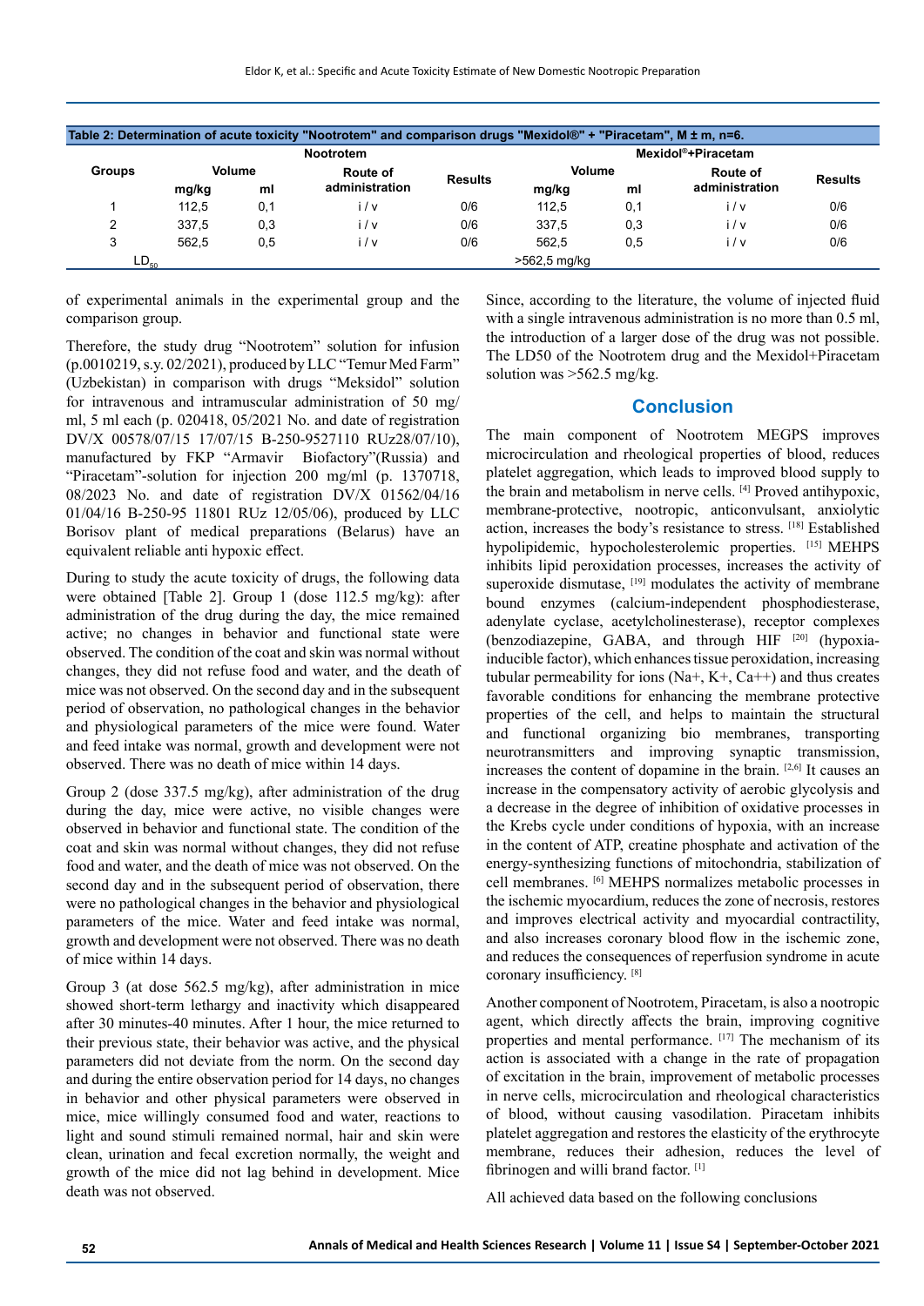Table 2: Determination of acute toxicity "Nootrotem" and comparison drugs "Mexidol®" + "Piracetam", M ± m, n=6.

| Groups | Nootrotem | | | | Mexidol®+Piracetam | | | |
|---|---|---|---|---|---|---|---|---|
| | Volume | | Route of administration | Results | Volume | | Route of administration | Results |
| | mg/kg | ml | | | mg/kg | ml | | |
| 1 | 112,5 | 0,1 | i / v | 0/6 | 112,5 | 0,1 | i / v | 0/6 |
| 2 | 337,5 | 0,3 | i / v | 0/6 | 337,5 | 0,3 | i / v | 0/6 |
| 3 | 562,5 | 0,5 | i / v | 0/6 | 562,5 | 0,5 | i / v | 0/6 |
| $LD_{50}$ | >562,5 mg/kg | | | | | | | |

of experimental animals in the experimental group and the comparison group.

Therefore, the study drug "Nootrotem" solution for infusion (p.0010219, s.y. 02/2021), produced by LLC "Temur Med Farm" (Uzbekistan) in comparison with drugs "Meksidol" solution for intravenous and intramuscular administration of 50 mg/ml, 5 ml each (p. 020418, 05/2021 No. and date of registration DV/X 00578/07/15 17/07/15 B-250-9527110 RUz28/07/10), manufactured by FKP "Armavir Biofactory"(Russia) and "Piracetam"-solution for injection 200 mg/ml (p. 1370718, 08/2023 No. and date of registration DV/X 01562/04/16 01/04/16 B-250-95 11801 RUz 12/05/06), produced by LLC Borisov plant of medical preparations (Belarus) have an equivalent reliable anti hypoxic effect.

During to study the acute toxicity of drugs, the following data were obtained [Table 2]. Group 1 (dose 112.5 mg/kg): after administration of the drug during the day, the mice remained active; no changes in behavior and functional state were observed. The condition of the coat and skin was normal without changes, they did not refuse food and water, and the death of mice was not observed. On the second day and in the subsequent period of observation, no pathological changes in the behavior and physiological parameters of the mice were found. Water and feed intake was normal, growth and development were not observed. There was no death of mice within 14 days.

Group 2 (dose 337.5 mg/kg), after administration of the drug during the day, mice were active, no visible changes were observed in behavior and functional state. The condition of the coat and skin was normal without changes, they did not refuse food and water, and the death of mice was not observed. On the second day and in the subsequent period of observation, there were no pathological changes in the behavior and physiological parameters of the mice. Water and feed intake was normal, growth and development were not observed. There was no death of mice within 14 days.

Group 3 (at dose 562.5 mg/kg), after administration in mice showed short-term lethargy and inactivity which disappeared after 30 minutes-40 minutes. After 1 hour, the mice returned to their previous state, their behavior was active, and the physical parameters did not deviate from the norm. On the second day and during the entire observation period for 14 days, no changes in behavior and other physical parameters were observed in mice, mice willingly consumed food and water, reactions to light and sound stimuli remained normal, hair and skin were clean, urination and fecal excretion normally, the weight and growth of the mice did not lag behind in development. Mice death was not observed.

Since, according to the literature, the volume of injected fluid with a single intravenous administration is no more than 0.5 ml, the introduction of a larger dose of the drug was not possible. The LD50 of the Nootrotem drug and the Mexidol+Piracetam solution was >562.5 mg/kg.

## Conclusion

The main component of Nootrotem MEGPS improves microcirculation and rheological properties of blood, reduces platelet aggregation, which leads to improved blood supply to the brain and metabolism in nerve cells. [4] Proved antihypoxic, membrane-protective, nootropic, anticonvulsant, anxiolytic action, increases the body's resistance to stress. [18] Established hypolipidemic, hypocholesterolemic properties. [15] MEHPS inhibits lipid peroxidation processes, increases the activity of superoxide dismutase, [19] modulates the activity of membrane bound enzymes (calcium-independent phosphodiesterase, adenylate cyclase, acetylcholinesterase), receptor complexes (benzodiazepine, GABA, and through HIF [20] (hypoxia-inducible factor), which enhances tissue peroxidation, increasing tubular permeability for ions (Na+, K+, Ca++) and thus creates favorable conditions for enhancing the membrane protective properties of the cell, and helps to maintain the structural and functional organizing bio membranes, transporting neurotransmitters and improving synaptic transmission, increases the content of dopamine in the brain. [2,6] It causes an increase in the compensatory activity of aerobic glycolysis and a decrease in the degree of inhibition of oxidative processes in the Krebs cycle under conditions of hypoxia, with an increase in the content of ATP, creatine phosphate and activation of the energy-synthesizing functions of mitochondria, stabilization of cell membranes. [6] MEHPS normalizes metabolic processes in the ischemic myocardium, reduces the zone of necrosis, restores and improves electrical activity and myocardial contractility, and also increases coronary blood flow in the ischemic zone, and reduces the consequences of reperfusion syndrome in acute coronary insufficiency. [8]

Another component of Nootrotem, Piracetam, is also a nootropic agent, which directly affects the brain, improving cognitive properties and mental performance. [17] The mechanism of its action is associated with a change in the rate of propagation of excitation in the brain, improvement of metabolic processes in nerve cells, microcirculation and rheological characteristics of blood, without causing vasodilation. Piracetam inhibits platelet aggregation and restores the elasticity of the erythrocyte membrane, reduces their adhesion, reduces the level of fibrinogen and willi brand factor. [1]

All achieved data based on the following conclusions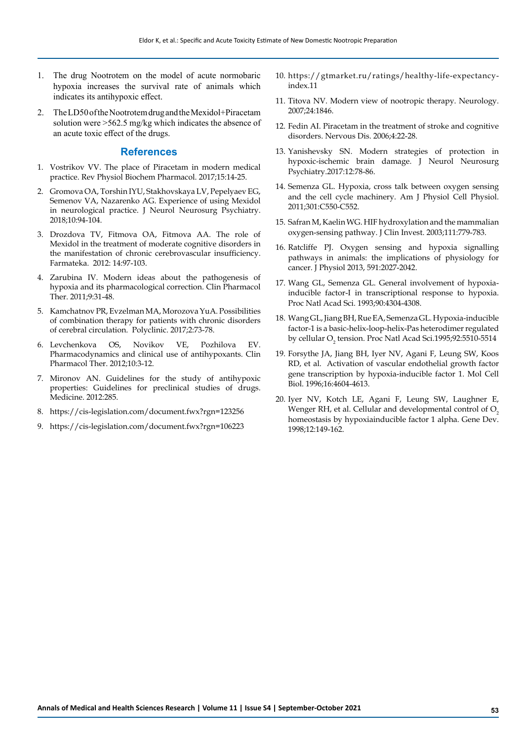1. The drug Nootrotem on the model of acute normobaric hypoxia increases the survival rate of animals which indicates its antihypoxic effect.
2. The LD50 of the Nootrotem drug and the Mexidol+Piracetam solution were >562.5 mg/kg which indicates the absence of an acute toxic effect of the drugs.

## References

1. Vostrikov VV. The place of Piracetam in modern medical practice. Rev Physiol Biochem Pharmacol. 2017;15:14-25.
2. Gromova OA, Torshin IYU, Stakhovskaya LV, Pepelyaev EG, Semenov VA, Nazarenko AG. Experience of using Mexidol in neurological practice. J Neurol Neurosurg Psychiatry. 2018;10:94-104.
3. Drozdova TV, Fitmova OA, Fitmova AA. The role of Mexidol in the treatment of moderate cognitive disorders in the manifestation of chronic cerebrovascular insufficiency. Farmateka. 2012: 14:97-103.
4. Zarubina IV. Modern ideas about the pathogenesis of hypoxia and its pharmacological correction. Clin Pharmacol Ther. 2011;9:31-48.
5. Kamchatnov PR, Evzelman MA, Morozova YuA. Possibilities of combination therapy for patients with chronic disorders of cerebral circulation. Polyclinic. 2017;2:73-78.
6. Levchenkova OS, Novikov VE, Pozhilova EV. Pharmacodynamics and clinical use of antihypoxants. Clin Pharmacol Ther. 2012;10:3-12.
7. Mironov AN. Guidelines for the study of antihypoxic properties: Guidelines for preclinical studies of drugs. Medicine. 2012:285.
8. https://cis-legislation.com/document.fwx?rgn=123256
9. https://cis-legislation.com/document.fwx?rgn=106223
10. https://gtmarket.ru/ratings/healthy-life-expectancy-index.11
11. Titova NV. Modern view of nootropic therapy. Neurology. 2007;24:1846.
12. Fedin AI. Piracetam in the treatment of stroke and cognitive disorders. Nervous Dis. 2006;4:22-28.
13. Yanishevsky SN. Modern strategies of protection in hypoxic-ischemic brain damage. J Neurol Neurosurg Psychiatry.2017:12:78-86.
14. Semenza GL. Hypoxia, cross talk between oxygen sensing and the cell cycle machinery. Am J Physiol Cell Physiol. 2011;301:C550-C552.
15. Safran M, Kaelin WG. HIF hydroxylation and the mammalian oxygen-sensing pathway. J Clin Invest. 2003;111:779-783.
16. Ratcliffe PJ. Oxygen sensing and hypoxia signalling pathways in animals: the implications of physiology for cancer. J Physiol 2013, 591:2027-2042.
17. Wang GL, Semenza GL. General involvement of hypoxia-inducible factor-I in transcriptional response to hypoxia. Proc Natl Acad Sci. 1993;90:4304-4308.
18. Wang GL, Jiang BH, Rue EA, Semenza GL. Hypoxia-inducible factor-1 is a basic-helix-loop-helix-Pas heterodimer regulated by cellular $O_2$ tension. Proc Natl Acad Sci.1995;92:5510-5514
19. Forsythe JA, Jiang BH, Iyer NV, Agani F, Leung SW, Koos RD, et al. Activation of vascular endothelial growth factor gene transcription by hypoxia-inducible factor 1. Mol Cell Biol. 1996;16:4604-4613.
20. Iyer NV, Kotch LE, Agani F, Leung SW, Laughner E, Wenger RH, et al. Cellular and developmental control of $O_2$ homeostasis by hypoxiainducible factor 1 alpha. Gene Dev. 1998;12:149-162.